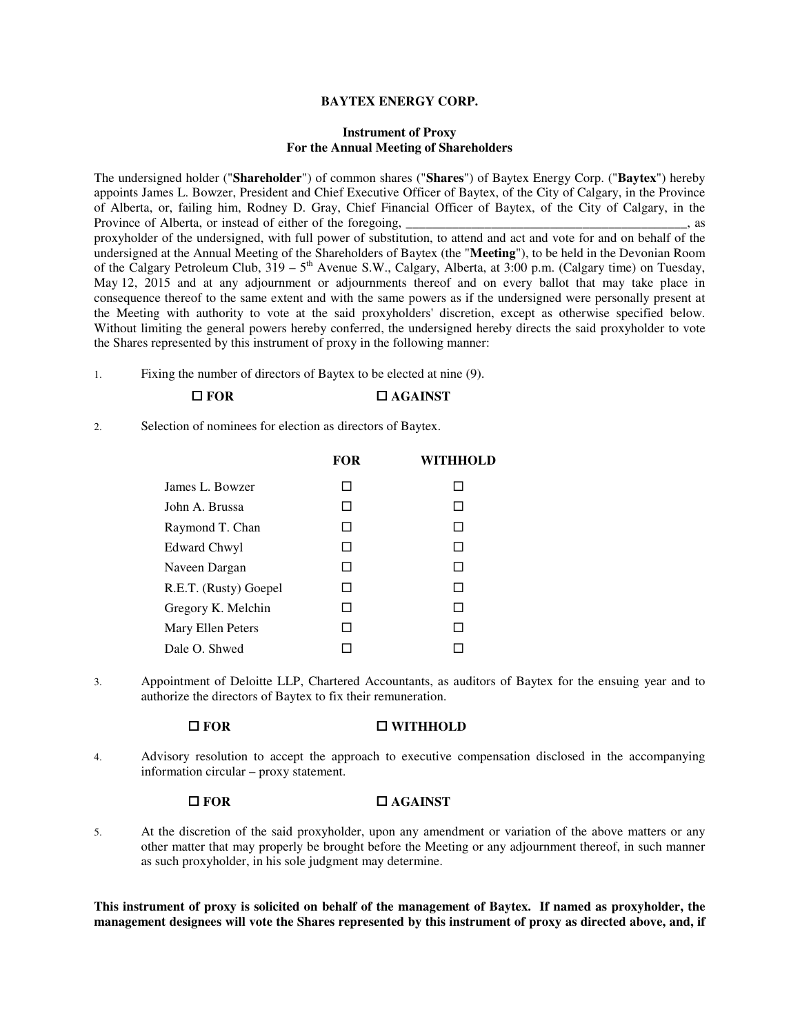**BAYTEX ENERGY CORP.**

**Instrument of Proxy**
**For the Annual Meeting of Shareholders**

The undersigned holder ("**Shareholder**") of common shares ("**Shares**") of Baytex Energy Corp. ("**Baytex**") hereby appoints James L. Bowzer, President and Chief Executive Officer of Baytex, of the City of Calgary, in the Province of Alberta, or, failing him, Rodney D. Gray, Chief Financial Officer of Baytex, of the City of Calgary, in the Province of Alberta, or instead of either of the foregoing, ____________________________________________, as proxyholder of the undersigned, with full power of substitution, to attend and act and vote for and on behalf of the undersigned at the Annual Meeting of the Shareholders of Baytex (the "**Meeting**"), to be held in the Devonian Room of the Calgary Petroleum Club, 319 – 5th Avenue S.W., Calgary, Alberta, at 3:00 p.m. (Calgary time) on Tuesday, May 12, 2015 and at any adjournment or adjournments thereof and on every ballot that may take place in consequence thereof to the same extent and with the same powers as if the undersigned were personally present at the Meeting with authority to vote at the said proxyholders' discretion, except as otherwise specified below. Without limiting the general powers hereby conferred, the undersigned hereby directs the said proxyholder to vote the Shares represented by this instrument of proxy in the following manner:

1. Fixing the number of directors of Baytex to be elected at nine (9).

   ☐ **FOR** ☐ **AGAINST**

2. Selection of nominees for election as directors of Baytex.

| | **FOR** | **WITHHOLD** |
|---|---|---|
| James L. Bowzer | ☐ | ☐ |
| John A. Brussa | ☐ | ☐ |
| Raymond T. Chan | ☐ | ☐ |
| Edward Chwyl | ☐ | ☐ |
| Naveen Dargan | ☐ | ☐ |
| R.E.T. (Rusty) Goepel | ☐ | ☐ |
| Gregory K. Melchin | ☐ | ☐ |
| Mary Ellen Peters | ☐ | ☐ |
| Dale O. Shwed | ☐ | ☐ |

3. Appointment of Deloitte LLP, Chartered Accountants, as auditors of Baytex for the ensuing year and to authorize the directors of Baytex to fix their remuneration.

   ☐ **FOR** ☐ **WITHHOLD**

4. Advisory resolution to accept the approach to executive compensation disclosed in the accompanying information circular – proxy statement.

   ☐ **FOR** ☐ **AGAINST**

5. At the discretion of the said proxyholder, upon any amendment or variation of the above matters or any other matter that may properly be brought before the Meeting or any adjournment thereof, in such manner as such proxyholder, in his sole judgment may determine.

**This instrument of proxy is solicited on behalf of the management of Baytex. If named as proxyholder, the management designees will vote the Shares represented by this instrument of proxy as directed above, and, if**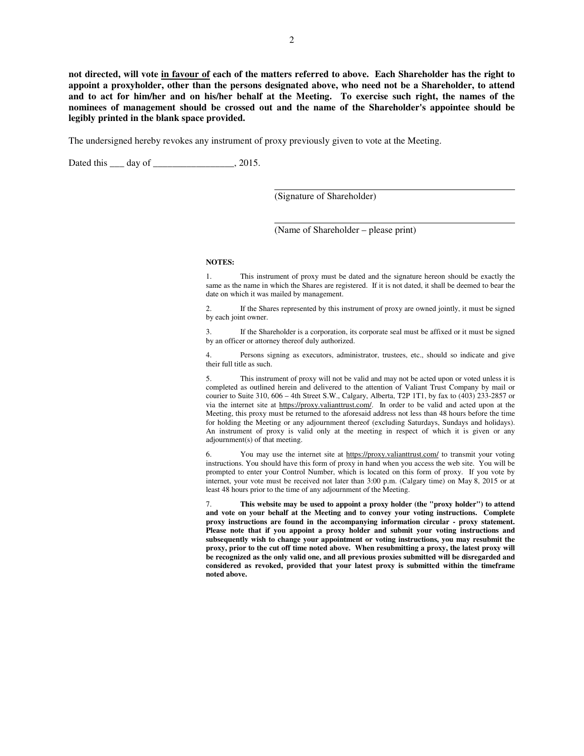**not directed, will vote <u>in favour of</u> each of the matters referred to above. Each Shareholder has the right to appoint a proxyholder, other than the persons designated above, who need not be a Shareholder, to attend and to act for him/her and on his/her behalf at the Meeting. To exercise such right, the names of the nominees of management should be crossed out and the name of the Shareholder's appointee should be legibly printed in the blank space provided.**

The undersigned hereby revokes any instrument of proxy previously given to vote at the Meeting.

Dated this ___ day of _________________, 2015.

______________________________________
(Signature of Shareholder)

______________________________________
(Name of Shareholder – please print)

**NOTES:**

1. This instrument of proxy must be dated and the signature hereon should be exactly the same as the name in which the Shares are registered. If it is not dated, it shall be deemed to bear the date on which it was mailed by management.

2. If the Shares represented by this instrument of proxy are owned jointly, it must be signed by each joint owner.

3. If the Shareholder is a corporation, its corporate seal must be affixed or it must be signed by an officer or attorney thereof duly authorized.

4. Persons signing as executors, administrator, trustees, etc., should so indicate and give their full title as such.

5. This instrument of proxy will not be valid and may not be acted upon or voted unless it is completed as outlined herein and delivered to the attention of Valiant Trust Company by mail or courier to Suite 310, 606 – 4th Street S.W., Calgary, Alberta, T2P 1T1, by fax to (403) 233-2857 or via the internet site at <u>https://proxy.valianttrust.com/</u>. In order to be valid and acted upon at the Meeting, this proxy must be returned to the aforesaid address not less than 48 hours before the time for holding the Meeting or any adjournment thereof (excluding Saturdays, Sundays and holidays). An instrument of proxy is valid only at the meeting in respect of which it is given or any adjournment(s) of that meeting.

6. You may use the internet site at <u>https://proxy.valianttrust.com/</u> to transmit your voting instructions. You should have this form of proxy in hand when you access the web site. You will be prompted to enter your Control Number, which is located on this form of proxy. If you vote by internet, your vote must be received not later than 3:00 p.m. (Calgary time) on May 8, 2015 or at least 48 hours prior to the time of any adjournment of the Meeting.

7. **This website may be used to appoint a proxy holder (the "proxy holder") to attend and vote on your behalf at the Meeting and to convey your voting instructions. Complete proxy instructions are found in the accompanying information circular - proxy statement. Please note that if you appoint a proxy holder and submit your voting instructions and subsequently wish to change your appointment or voting instructions, you may resubmit the proxy, prior to the cut off time noted above. When resubmitting a proxy, the latest proxy will be recognized as the only valid one, and all previous proxies submitted will be disregarded and considered as revoked, provided that your latest proxy is submitted within the timeframe noted above.**